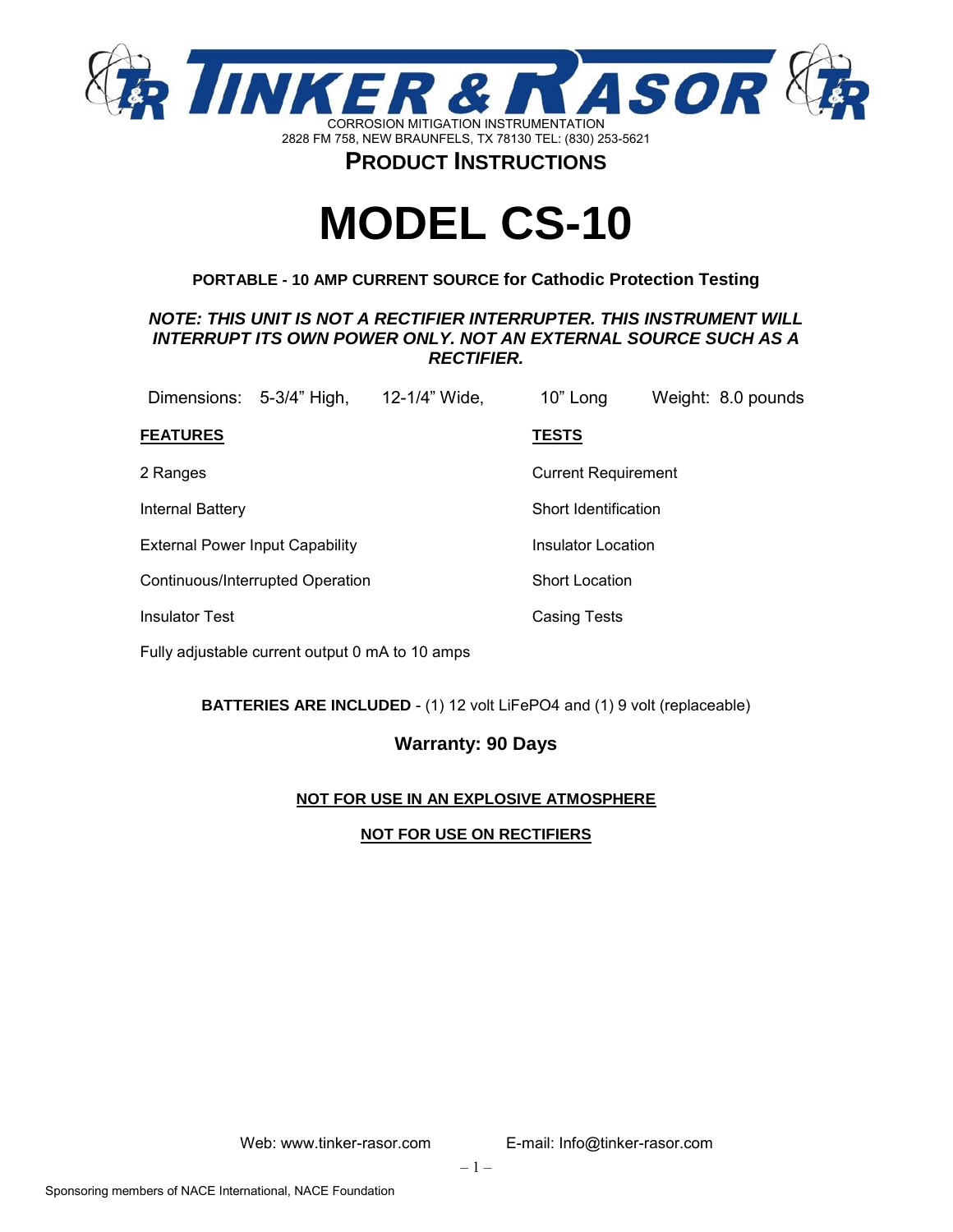# TINKER & RASOR

CORROSION MITIGATION INSTRUMENTATION
2828 FM 758, NEW BRAUNFELS, TX 78130 TEL: (830) 253-5621

## PRODUCT INSTRUCTIONS

# MODEL CS-10

**PORTABLE - 10 AMP CURRENT SOURCE for Cathodic Protection Testing**

***NOTE: THIS UNIT IS NOT A RECTIFIER INTERRUPTER. THIS INSTRUMENT WILL INTERRUPT ITS OWN POWER ONLY. NOT AN EXTERNAL SOURCE SUCH AS A RECTIFIER.***

Dimensions: 5-3/4" High, 12-1/4" Wide, 10" Long Weight: 8.0 pounds

| **FEATURES** | **TESTS** |
|---|---|
| 2 Ranges | Current Requirement |
| Internal Battery | Short Identification |
| External Power Input Capability | Insulator Location |
| Continuous/Interrupted Operation | Short Location |
| Insulator Test | Casing Tests |
| Fully adjustable current output 0 mA to 10 amps | |

**BATTERIES ARE INCLUDED** - (1) 12 volt LiFePO4 and (1) 9 volt (replaceable)

**Warranty: 90 Days**

**NOT FOR USE IN AN EXPLOSIVE ATMOSPHERE**

**NOT FOR USE ON RECTIFIERS**

Web: www.tinker-rasor.com E-mail: Info@tinker-rasor.com

Sponsoring members of NACE International, NACE Foundation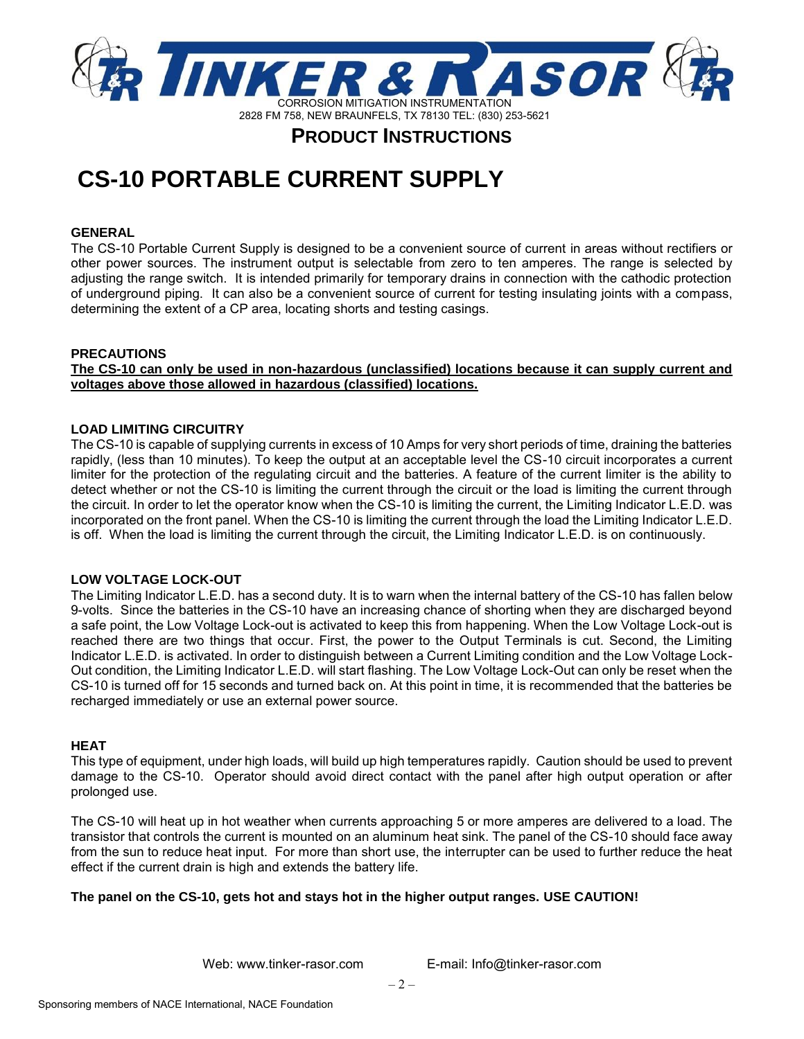# PRODUCT INSTRUCTIONS

# CS-10 PORTABLE CURRENT SUPPLY

## GENERAL

The CS-10 Portable Current Supply is designed to be a convenient source of current in areas without rectifiers or other power sources. The instrument output is selectable from zero to ten amperes. The range is selected by adjusting the range switch. It is intended primarily for temporary drains in connection with the cathodic protection of underground piping. It can also be a convenient source of current for testing insulating joints with a compass, determining the extent of a CP area, locating shorts and testing casings.

## PRECAUTIONS

**The CS-10 can only be used in non-hazardous (unclassified) locations because it can supply current and voltages above those allowed in hazardous (classified) locations.**

## LOAD LIMITING CIRCUITRY

The CS-10 is capable of supplying currents in excess of 10 Amps for very short periods of time, draining the batteries rapidly, (less than 10 minutes). To keep the output at an acceptable level the CS-10 circuit incorporates a current limiter for the protection of the regulating circuit and the batteries. A feature of the current limiter is the ability to detect whether or not the CS-10 is limiting the current through the circuit or the load is limiting the current through the circuit. In order to let the operator know when the CS-10 is limiting the current, the Limiting Indicator L.E.D. was incorporated on the front panel. When the CS-10 is limiting the current through the load the Limiting Indicator L.E.D. is off. When the load is limiting the current through the circuit, the Limiting Indicator L.E.D. is on continuously.

## LOW VOLTAGE LOCK-OUT

The Limiting Indicator L.E.D. has a second duty. It is to warn when the internal battery of the CS-10 has fallen below 9-volts. Since the batteries in the CS-10 have an increasing chance of shorting when they are discharged beyond a safe point, the Low Voltage Lock-out is activated to keep this from happening. When the Low Voltage Lock-out is reached there are two things that occur. First, the power to the Output Terminals is cut. Second, the Limiting Indicator L.E.D. is activated. In order to distinguish between a Current Limiting condition and the Low Voltage Lock-Out condition, the Limiting Indicator L.E.D. will start flashing. The Low Voltage Lock-Out can only be reset when the CS-10 is turned off for 15 seconds and turned back on. At this point in time, it is recommended that the batteries be recharged immediately or use an external power source.

## HEAT

This type of equipment, under high loads, will build up high temperatures rapidly. Caution should be used to prevent damage to the CS-10. Operator should avoid direct contact with the panel after high output operation or after prolonged use.

The CS-10 will heat up in hot weather when currents approaching 5 or more amperes are delivered to a load. The transistor that controls the current is mounted on an aluminum heat sink. The panel of the CS-10 should face away from the sun to reduce heat input. For more than short use, the interrupter can be used to further reduce the heat effect if the current drain is high and extends the battery life.

**The panel on the CS-10, gets hot and stays hot in the higher output ranges. USE CAUTION!**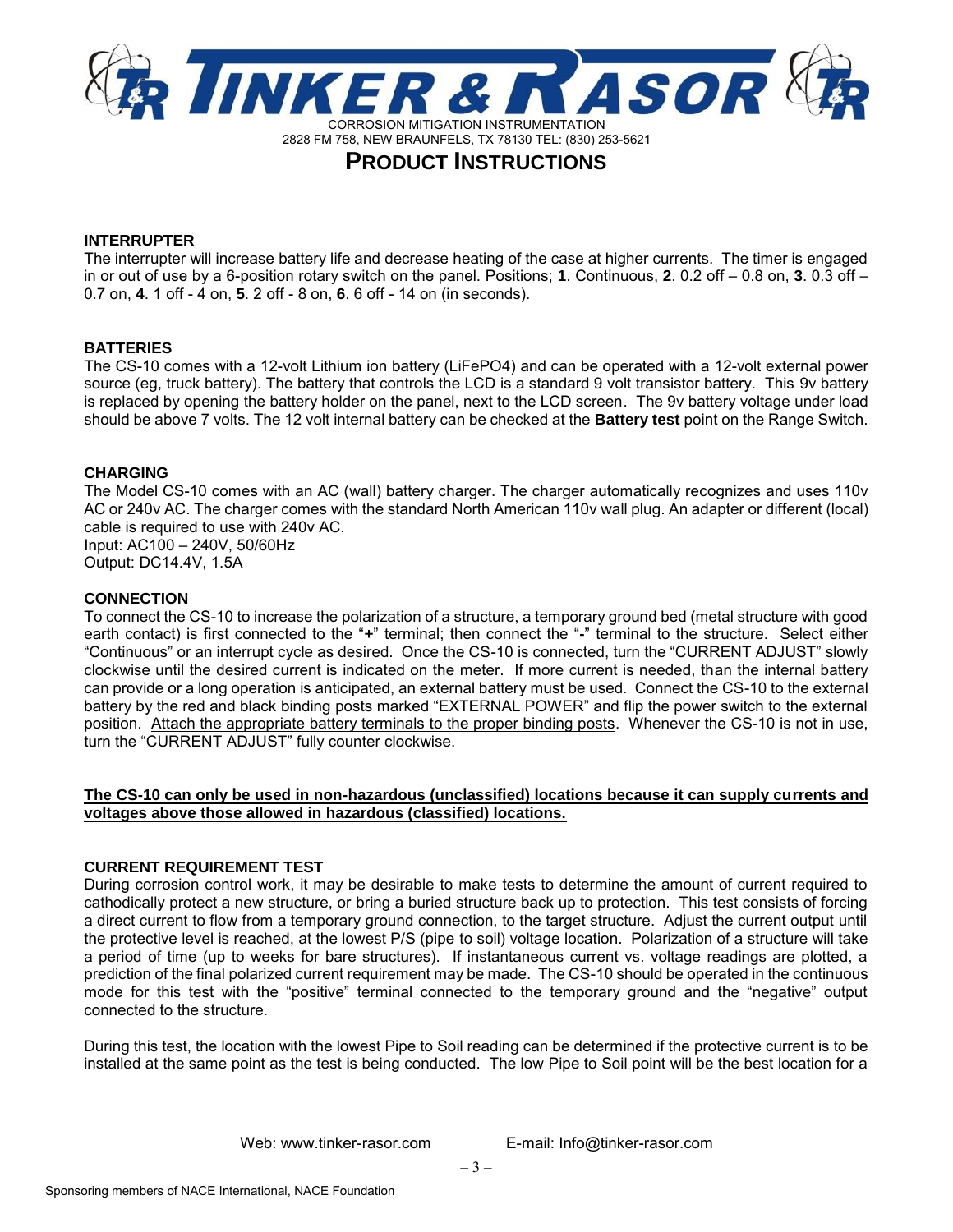# TINKER & RASOR

CORROSION MITIGATION INSTRUMENTATION
2828 FM 758, NEW BRAUNFELS, TX 78130 TEL: (830) 253-5621

## PRODUCT INSTRUCTIONS

### INTERRUPTER

The interrupter will increase battery life and decrease heating of the case at higher currents. The timer is engaged in or out of use by a 6-position rotary switch on the panel. Positions; **1**. Continuous, **2**. 0.2 off – 0.8 on, **3**. 0.3 off – 0.7 on, **4**. 1 off - 4 on, **5**. 2 off - 8 on, **6**. 6 off - 14 on (in seconds).

### BATTERIES

The CS-10 comes with a 12-volt Lithium ion battery (LiFePO4) and can be operated with a 12-volt external power source (eg, truck battery). The battery that controls the LCD is a standard 9 volt transistor battery. This 9v battery is replaced by opening the battery holder on the panel, next to the LCD screen. The 9v battery voltage under load should be above 7 volts. The 12 volt internal battery can be checked at the **Battery test** point on the Range Switch.

### CHARGING

The Model CS-10 comes with an AC (wall) battery charger. The charger automatically recognizes and uses 110v AC or 240v AC. The charger comes with the standard North American 110v wall plug. An adapter or different (local) cable is required to use with 240v AC.
Input: AC100 – 240V, 50/60Hz
Output: DC14.4V, 1.5A

### CONNECTION

To connect the CS-10 to increase the polarization of a structure, a temporary ground bed (metal structure with good earth contact) is first connected to the "**+**" terminal; then connect the "**-**" terminal to the structure. Select either "Continuous" or an interrupt cycle as desired. Once the CS-10 is connected, turn the "CURRENT ADJUST" slowly clockwise until the desired current is indicated on the meter. If more current is needed, than the internal battery can provide or a long operation is anticipated, an external battery must be used. Connect the CS-10 to the external battery by the red and black binding posts marked "EXTERNAL POWER" and flip the power switch to the external position. Attach the appropriate battery terminals to the proper binding posts. Whenever the CS-10 is not in use, turn the "CURRENT ADJUST" fully counter clockwise.

**The CS-10 can only be used in non-hazardous (unclassified) locations because it can supply currents and voltages above those allowed in hazardous (classified) locations.**

### CURRENT REQUIREMENT TEST

During corrosion control work, it may be desirable to make tests to determine the amount of current required to cathodically protect a new structure, or bring a buried structure back up to protection. This test consists of forcing a direct current to flow from a temporary ground connection, to the target structure. Adjust the current output until the protective level is reached, at the lowest P/S (pipe to soil) voltage location. Polarization of a structure will take a period of time (up to weeks for bare structures). If instantaneous current vs. voltage readings are plotted, a prediction of the final polarized current requirement may be made. The CS-10 should be operated in the continuous mode for this test with the "positive" terminal connected to the temporary ground and the "negative" output connected to the structure.

During this test, the location with the lowest Pipe to Soil reading can be determined if the protective current is to be installed at the same point as the test is being conducted. The low Pipe to Soil point will be the best location for a

Web: www.tinker-rasor.com E-mail: Info@tinker-rasor.com

Sponsoring members of NACE International, NACE Foundation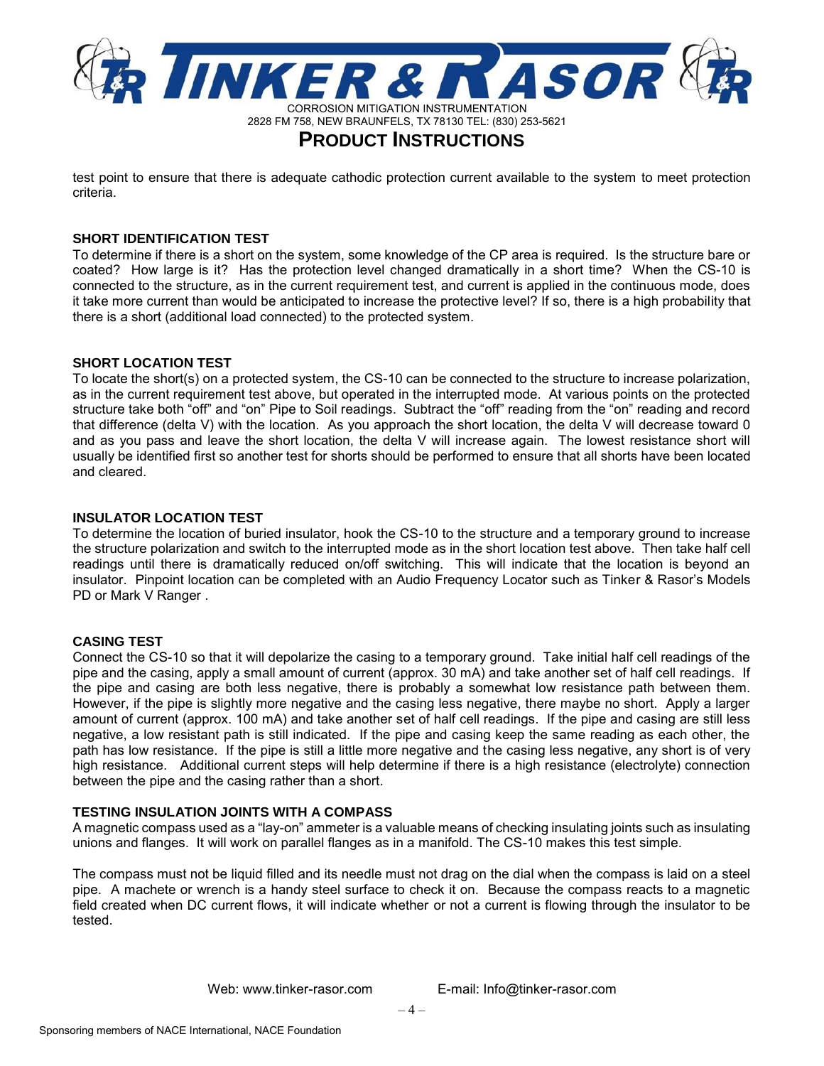test point to ensure that there is adequate cathodic protection current available to the system to meet protection criteria.

### SHORT IDENTIFICATION TEST

To determine if there is a short on the system, some knowledge of the CP area is required. Is the structure bare or coated? How large is it? Has the protection level changed dramatically in a short time? When the CS-10 is connected to the structure, as in the current requirement test, and current is applied in the continuous mode, does it take more current than would be anticipated to increase the protective level? If so, there is a high probability that there is a short (additional load connected) to the protected system.

### SHORT LOCATION TEST

To locate the short(s) on a protected system, the CS-10 can be connected to the structure to increase polarization, as in the current requirement test above, but operated in the interrupted mode. At various points on the protected structure take both "off" and "on" Pipe to Soil readings. Subtract the "off" reading from the "on" reading and record that difference (delta V) with the location. As you approach the short location, the delta V will decrease toward 0 and as you pass and leave the short location, the delta V will increase again. The lowest resistance short will usually be identified first so another test for shorts should be performed to ensure that all shorts have been located and cleared.

### INSULATOR LOCATION TEST

To determine the location of buried insulator, hook the CS-10 to the structure and a temporary ground to increase the structure polarization and switch to the interrupted mode as in the short location test above. Then take half cell readings until there is dramatically reduced on/off switching. This will indicate that the location is beyond an insulator. Pinpoint location can be completed with an Audio Frequency Locator such as Tinker & Rasor's Models PD or Mark V Ranger .

### CASING TEST

Connect the CS-10 so that it will depolarize the casing to a temporary ground. Take initial half cell readings of the pipe and the casing, apply a small amount of current (approx. 30 mA) and take another set of half cell readings. If the pipe and casing are both less negative, there is probably a somewhat low resistance path between them. However, if the pipe is slightly more negative and the casing less negative, there maybe no short. Apply a larger amount of current (approx. 100 mA) and take another set of half cell readings. If the pipe and casing are still less negative, a low resistant path is still indicated. If the pipe and casing keep the same reading as each other, the path has low resistance. If the pipe is still a little more negative and the casing less negative, any short is of very high resistance. Additional current steps will help determine if there is a high resistance (electrolyte) connection between the pipe and the casing rather than a short.

### TESTING INSULATION JOINTS WITH A COMPASS

A magnetic compass used as a "lay-on" ammeter is a valuable means of checking insulating joints such as insulating unions and flanges. It will work on parallel flanges as in a manifold. The CS-10 makes this test simple.

The compass must not be liquid filled and its needle must not drag on the dial when the compass is laid on a steel pipe. A machete or wrench is a handy steel surface to check it on. Because the compass reacts to a magnetic field created when DC current flows, it will indicate whether or not a current is flowing through the insulator to be tested.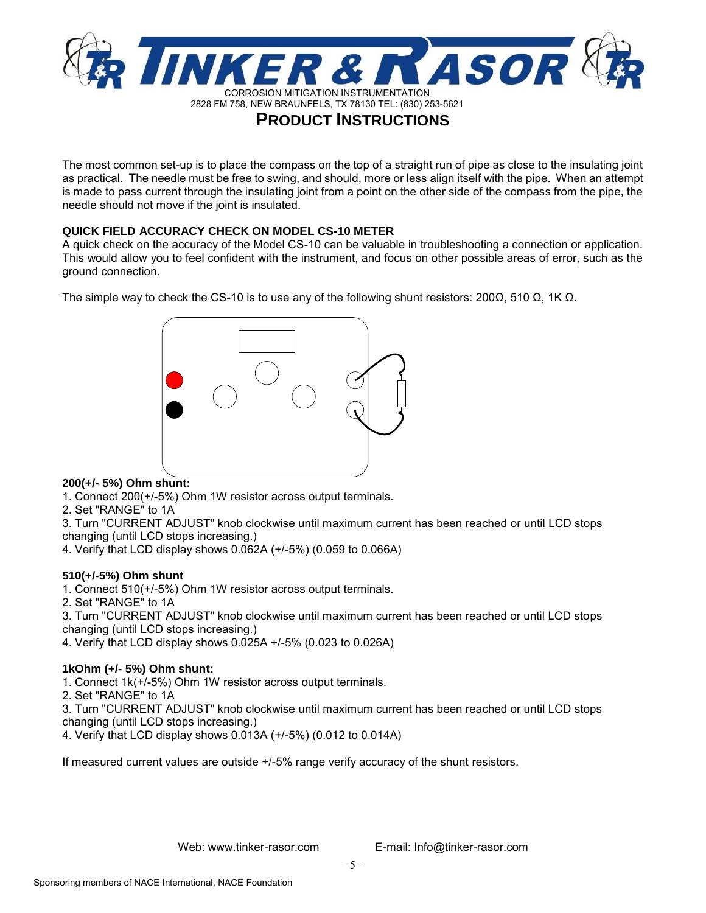The most common set-up is to place the compass on the top of a straight run of pipe as close to the insulating joint as practical. The needle must be free to swing, and should, more or less align itself with the pipe. When an attempt is made to pass current through the insulating joint from a point on the other side of the compass from the pipe, the needle should not move if the joint is insulated.

### QUICK FIELD ACCURACY CHECK ON MODEL CS-10 METER

A quick check on the accuracy of the Model CS-10 can be valuable in troubleshooting a connection or application. This would allow you to feel confident with the instrument, and focus on other possible areas of error, such as the ground connection.

The simple way to check the CS-10 is to use any of the following shunt resistors: 200Ω, 510 Ω, 1K Ω.

**200(+/- 5%) Ohm shunt:**

1. Connect 200(+/-5%) Ohm 1W resistor across output terminals.
2. Set "RANGE" to 1A
3. Turn "CURRENT ADJUST" knob clockwise until maximum current has been reached or until LCD stops changing (until LCD stops increasing.)
4. Verify that LCD display shows 0.062A (+/-5%) (0.059 to 0.066A)

**510(+/-5%) Ohm shunt**

1. Connect 510(+/-5%) Ohm 1W resistor across output terminals.
2. Set "RANGE" to 1A
3. Turn "CURRENT ADJUST" knob clockwise until maximum current has been reached or until LCD stops changing (until LCD stops increasing.)
4. Verify that LCD display shows 0.025A +/-5% (0.023 to 0.026A)

**1kOhm (+/- 5%) Ohm shunt:**

1. Connect 1k(+/-5%) Ohm 1W resistor across output terminals.
2. Set "RANGE" to 1A
3. Turn "CURRENT ADJUST" knob clockwise until maximum current has been reached or until LCD stops changing (until LCD stops increasing.)
4. Verify that LCD display shows 0.013A (+/-5%) (0.012 to 0.014A)

If measured current values are outside +/-5% range verify accuracy of the shunt resistors.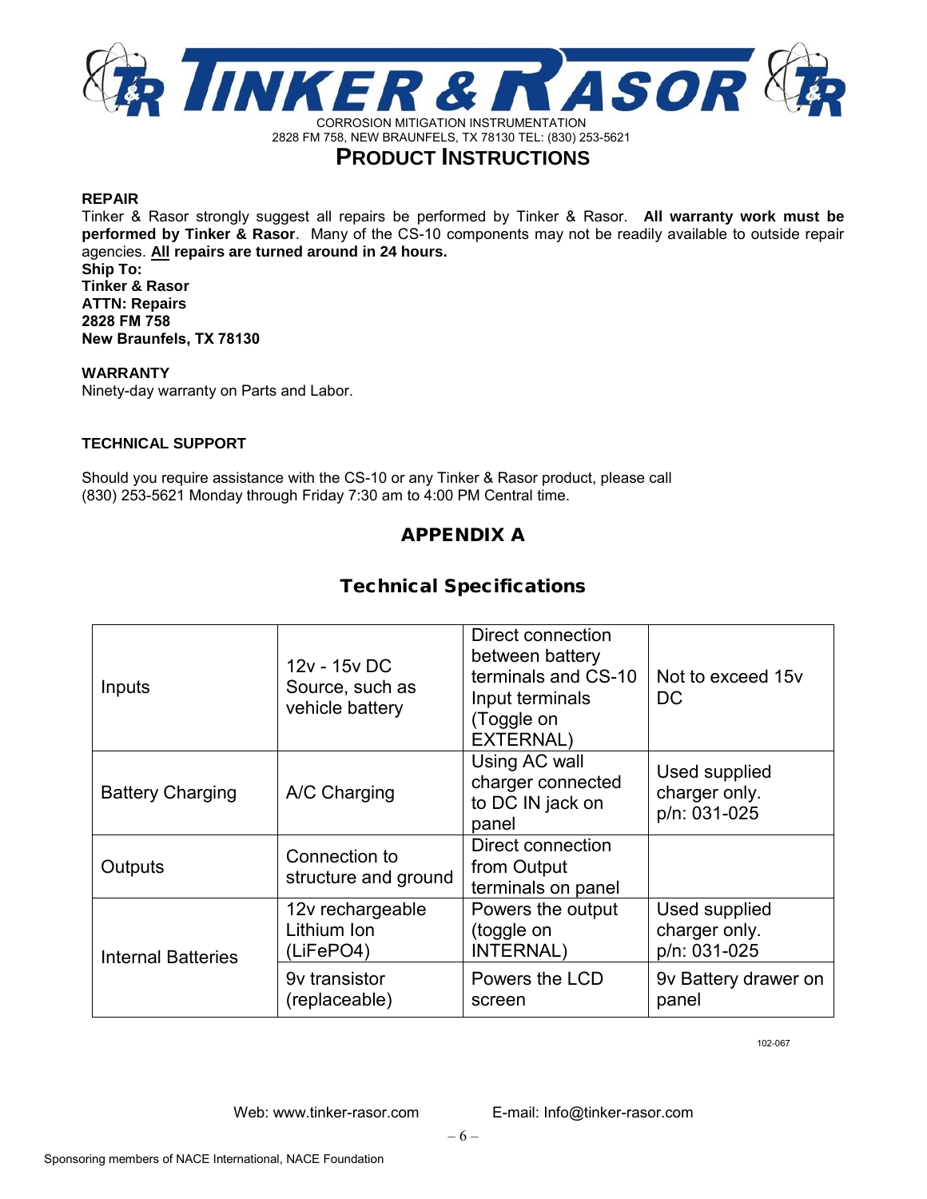**REPAIR**

Tinker & Rasor strongly suggest all repairs be performed by Tinker & Rasor. **All warranty work must be performed by Tinker & Rasor**. Many of the CS-10 components may not be readily available to outside repair agencies. **All repairs are turned around in 24 hours.**

**Ship To:**
**Tinker & Rasor**
**ATTN: Repairs**
**2828 FM 758**
**New Braunfels, TX 78130**

**WARRANTY**

Ninety-day warranty on Parts and Labor.

**TECHNICAL SUPPORT**

Should you require assistance with the CS-10 or any Tinker & Rasor product, please call (830) 253-5621 Monday through Friday 7:30 am to 4:00 PM Central time.

## APPENDIX A

## Technical Specifications

| | | | |
|---|---|---|---|
| Inputs | 12v - 15v DC Source, such as vehicle battery | Direct connection between battery terminals and CS-10 Input terminals (Toggle on EXTERNAL) | Not to exceed 15v DC |
| Battery Charging | A/C Charging | Using AC wall charger connected to DC IN jack on panel | Used supplied charger only. p/n: 031-025 |
| Outputs | Connection to structure and ground | Direct connection from Output terminals on panel | |
| Internal Batteries | 12v rechargeable Lithium Ion (LiFePO4) | Powers the output (toggle on INTERNAL) | Used supplied charger only. p/n: 031-025 |
| | 9v transistor (replaceable) | Powers the LCD screen | 9v Battery drawer on panel |

102-067